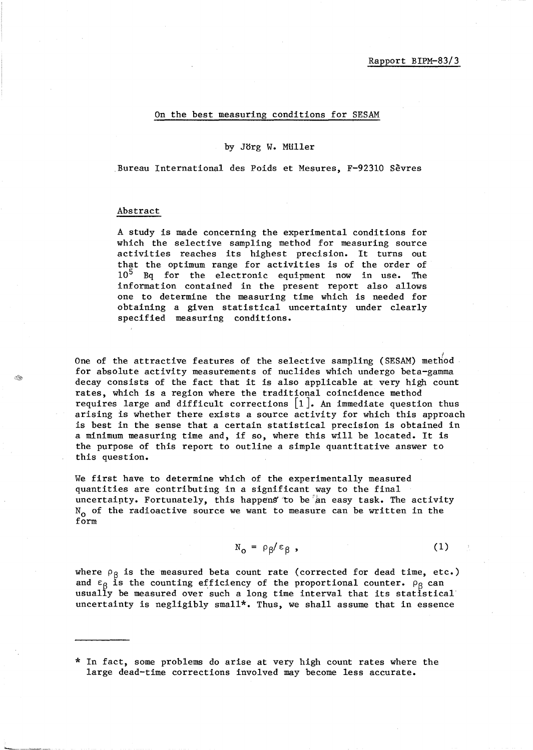Rapport BIPM-83/3

# On the best measuring conditions for SESAM

by Jörg W. Müller

Bureau International des Poids et Mesures, F-92310 Sèvres

## Abstract

A study is made concerning the experimental conditions for which the selective sampling method for measuring source activities reaches its highest precision. It turns out that the optimum range for activities is of the order of $10^5$ Bq for the electronic equipment now in use. The information contained in the present report also allows one to determine the measuring time which is needed for obtaining a given statistical uncertainty under clearly specified measuring conditions.

One of the attractive features of the selective sampling (SESAM) method for absolute activity measurements of nuclides which undergo beta-gamma decay consists of the fact that it is also applicable at very high count rates, which is a region where the traditional coincidence method requires large and difficult corrections [1]. An immediate question thus arising is whether there exists a source activity for which this approach is best in the sense that a certain statistical precision is obtained in a minimum measuring time and, if so, where this will be located. It is the purpose of this report to outline a simple quantitative answer to this question.

We first have to determine which of the experimentally measured quantities are contributing in a significant way to the final uncertainty. Fortunately, this happens to be an easy task. The activity $N_o$ of the radioactive source we want to measure can be written in the form

$$N_o = \rho_\beta / \varepsilon_\beta \, , \tag{1}$$

where $\rho_\beta$ is the measured beta count rate (corrected for dead time, etc.) and $\varepsilon_\beta$ is the counting efficiency of the proportional counter. $\rho_\beta$ can usually be measured over such a long time interval that its statistical uncertainty is negligibly small*. Thus, we shall assume that in essence

---

\* In fact, some problems do arise at very high count rates where the large dead-time corrections involved may become less accurate.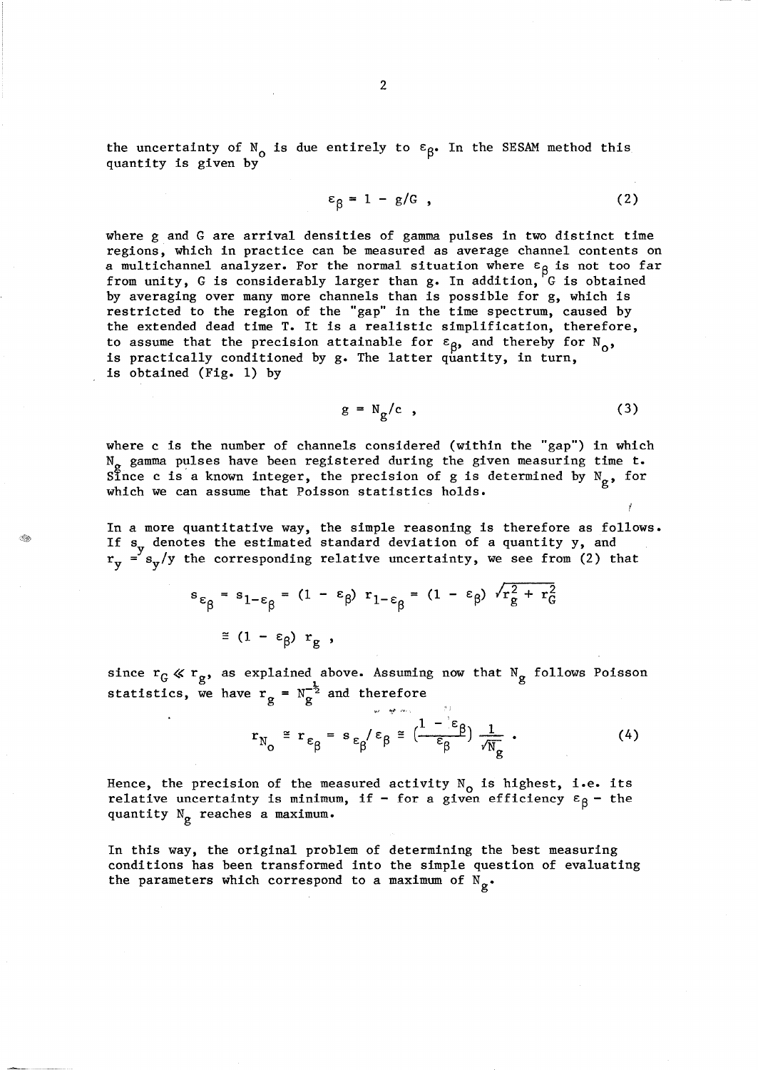the uncertainty of $N_o$ is due entirely to $\varepsilon_\beta$. In the SESAM method this quantity is given by

$$\varepsilon_\beta = 1 - g/G \ , \tag{2}$$

where g and G are arrival densities of gamma pulses in two distinct time regions, which in practice can be measured as average channel contents on a multichannel analyzer. For the normal situation where $\varepsilon_\beta$ is not too far from unity, G is considerably larger than g. In addition, G is obtained by averaging over many more channels than is possible for g, which is restricted to the region of the "gap" in the time spectrum, caused by the extended dead time T. It is a realistic simplification, therefore, to assume that the precision attainable for $\varepsilon_\beta$, and thereby for $N_o$, is practically conditioned by g. The latter quantity, in turn, is obtained (Fig. 1) by

$$g = N_g/c \ , \tag{3}$$

where c is the number of channels considered (within the "gap") in which $N_g$ gamma pulses have been registered during the given measuring time t. Since c is a known integer, the precision of g is determined by $N_g$, for which we can assume that Poisson statistics holds.

In a more quantitative way, the simple reasoning is therefore as follows. If $s_y$ denotes the estimated standard deviation of a quantity y, and $r_y = s_y/y$ the corresponding relative uncertainty, we see from (2) that

$$s_{\varepsilon_\beta} = s_{1-\varepsilon_\beta} = (1 - \varepsilon_\beta)\ r_{1-\varepsilon_\beta} = (1 - \varepsilon_\beta)\ \sqrt{r_g^2 + r_G^2}$$

$$\cong (1 - \varepsilon_\beta)\ r_g \ ,$$

since $r_G \ll r_g$, as explained above. Assuming now that $N_g$ follows Poisson statistics, we have $r_g = N_g^{-\frac{1}{2}}$ and therefore

$$r_{N_o} \cong r_{\varepsilon_\beta} = s_{\varepsilon_\beta}/\varepsilon_\beta \cong \left(\frac{1 - \varepsilon_\beta}{\varepsilon_\beta}\right) \frac{1}{\sqrt{N_g}} \ . \tag{4}$$

Hence, the precision of the measured activity $N_o$ is highest, i.e. its relative uncertainty is minimum, if – for a given efficiency $\varepsilon_\beta$ – the quantity $N_g$ reaches a maximum.

In this way, the original problem of determining the best measuring conditions has been transformed into the simple question of evaluating the parameters which correspond to a maximum of $N_g$.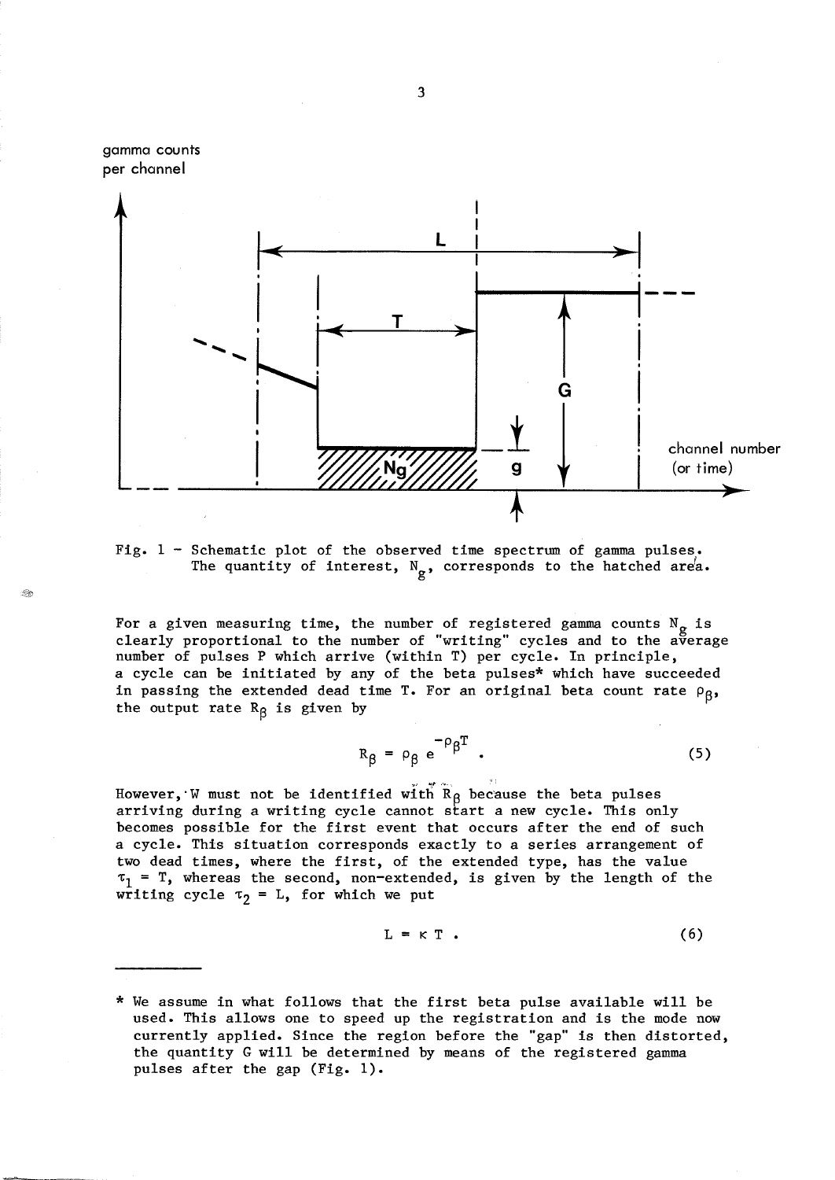Fig. 1 – Schematic plot of the observed time spectrum of gamma pulses. The quantity of interest, $N_g$, corresponds to the hatched area.

For a given measuring time, the number of registered gamma counts $N_g$ is clearly proportional to the number of "writing" cycles and to the average number of pulses P which arrive (within T) per cycle. In principle, a cycle can be initiated by any of the beta pulses* which have succeeded in passing the extended dead time T. For an original beta count rate $\rho_\beta$, the output rate $R_\beta$ is given by

$$R_\beta = \rho_\beta \, e^{-\rho_\beta T} . \tag{5}$$

However, W must not be identified with $R_\beta$ because the beta pulses arriving during a writing cycle cannot start a new cycle. This only becomes possible for the first event that occurs after the end of such a cycle. This situation corresponds exactly to a series arrangement of two dead times, where the first, of the extended type, has the value $\tau_1 = T$, whereas the second, non-extended, is given by the length of the writing cycle $\tau_2 = L$, for which we put

$$L = \kappa \, T . \tag{6}$$

---

* We assume in what follows that the first beta pulse available will be used. This allows one to speed up the registration and is the mode now currently applied. Since the region before the "gap" is then distorted, the quantity G will be determined by means of the registered gamma pulses after the gap (Fig. 1).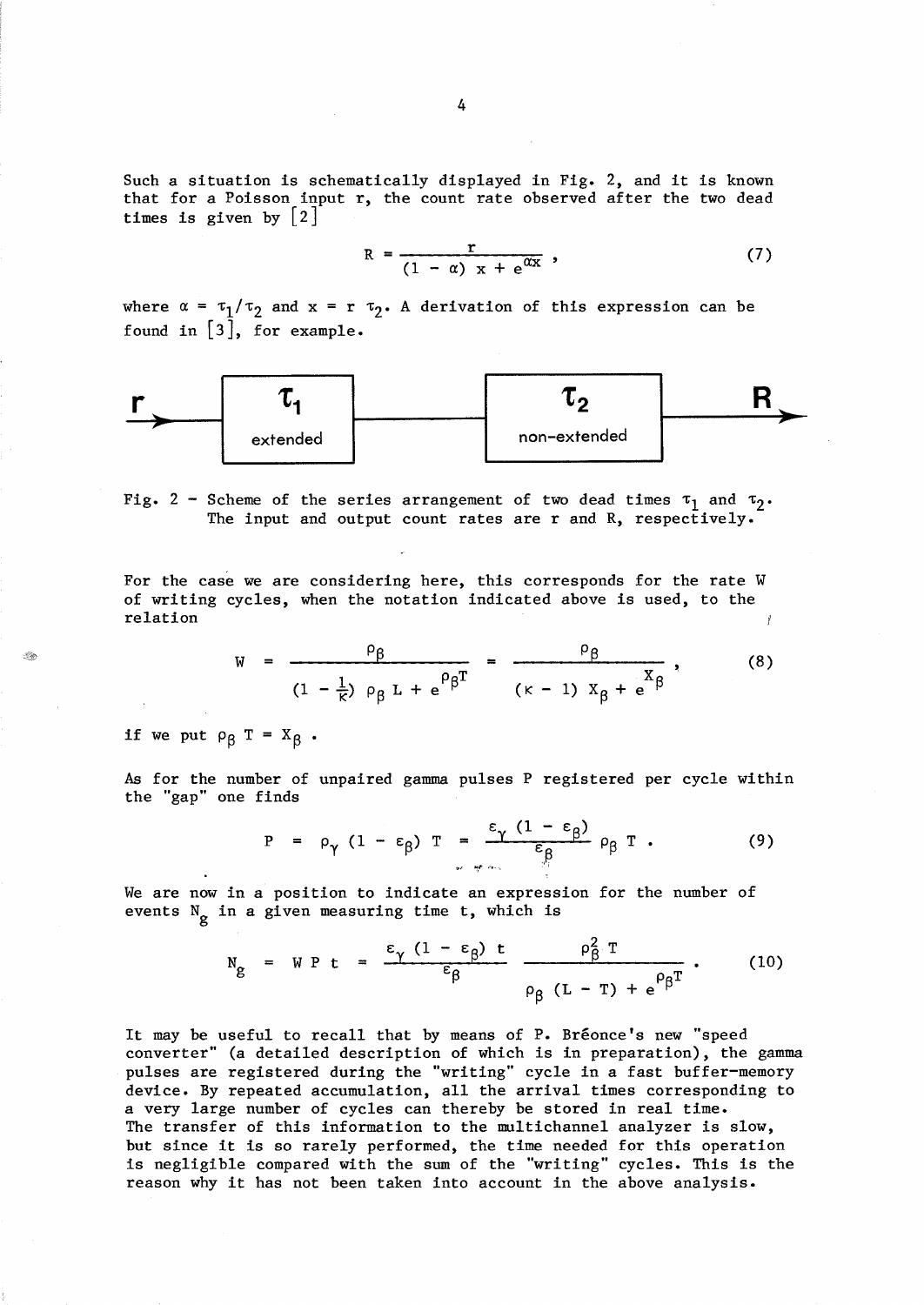Such a situation is schematically displayed in Fig. 2, and it is known that for a Poisson input r, the count rate observed after the two dead times is given by [2]

$$R = \frac{r}{(1 - \alpha)\, x + e^{\alpha x}} , \tag{7}$$

where $\alpha = \tau_1/\tau_2$ and $x = r\, \tau_2$. A derivation of this expression can be found in [3], for example.

Fig. 2 – Scheme of the series arrangement of two dead times $\tau_1$ and $\tau_2$. The input and output count rates are r and R, respectively.

For the case we are considering here, this corresponds for the rate W of writing cycles, when the notation indicated above is used, to the relation

$$W = \frac{\rho_\beta}{(1 - \frac{1}{\kappa})\, \rho_\beta\, L + e^{\rho_\beta T}} = \frac{\rho_\beta}{(\kappa - 1)\, X_\beta + e^{X_\beta}} , \tag{8}$$

if we put $\rho_\beta\, T = X_\beta$ .

As for the number of unpaired gamma pulses P registered per cycle within the "gap" one finds

$$P = \rho_\gamma\, (1 - \varepsilon_\beta)\, T = \frac{\varepsilon_\gamma\, (1 - \varepsilon_\beta)}{\varepsilon_\beta}\, \rho_\beta\, T . \tag{9}$$

We are now in a position to indicate an expression for the number of events $N_g$ in a given measuring time t, which is

$$N_g = W\, P\, t = \frac{\varepsilon_\gamma\, (1 - \varepsilon_\beta)\, t}{\varepsilon_\beta} \; \frac{\rho_\beta^2\, T}{\rho_\beta\, (L - T) + e^{\rho_\beta T}} . \tag{10}$$

It may be useful to recall that by means of P. Bréonce's new "speed converter" (a detailed description of which is in preparation), the gamma pulses are registered during the "writing" cycle in a fast buffer-memory device. By repeated accumulation, all the arrival times corresponding to a very large number of cycles can thereby be stored in real time. The transfer of this information to the multichannel analyzer is slow, but since it is so rarely performed, the time needed for this operation is negligible compared with the sum of the "writing" cycles. This is the reason why it has not been taken into account in the above analysis.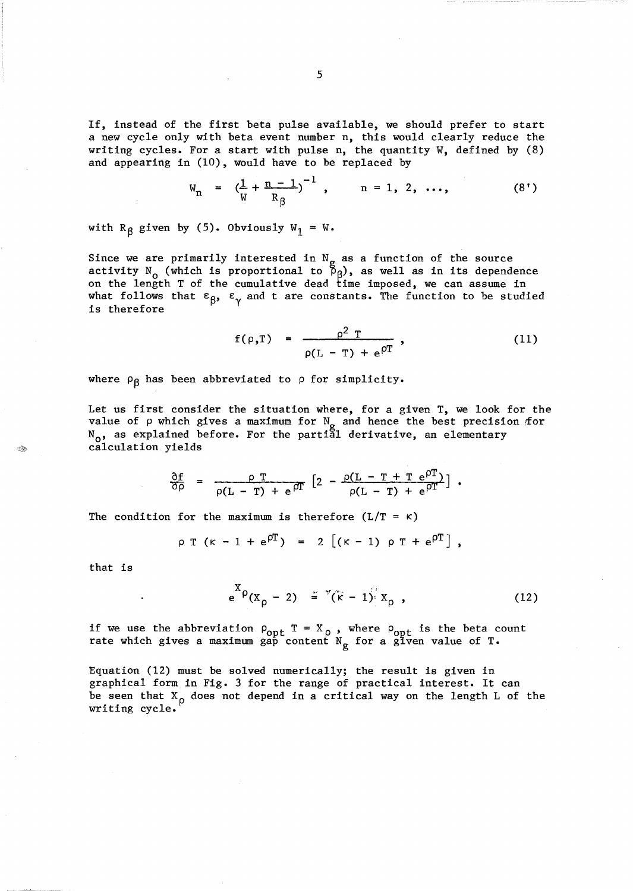If, instead of the first beta pulse available, we should prefer to start a new cycle only with beta event number n, this would clearly reduce the writing cycles. For a start with pulse n, the quantity W, defined by (8) and appearing in (10), would have to be replaced by

$$W_n = \left(\frac{1}{W} + \frac{n-1}{R_\beta}\right)^{-1} , \qquad n = 1, 2, \ldots, \tag{8'}$$

with $R_\beta$ given by (5). Obviously $W_1 = W$.

Since we are primarily interested in $N_g$ as a function of the source activity $N_0$ (which is proportional to $\rho_\beta$), as well as in its dependence on the length T of the cumulative dead time imposed, we can assume in what follows that $\varepsilon_\beta$, $\varepsilon_\gamma$ and t are constants. The function to be studied is therefore

$$f(\rho,T) = \frac{\rho^2 \, T}{\rho(L - T) + e^{\rho T}} , \tag{11}$$

where $\rho_\beta$ has been abbreviated to $\rho$ for simplicity.

Let us first consider the situation where, for a given T, we look for the value of $\rho$ which gives a maximum for $N_g$ and hence the best precision for $N_0$, as explained before. For the partial derivative, an elementary calculation yields

$$\frac{\partial f}{\partial \rho} = \frac{\rho \, T}{\rho(L - T) + e^{\rho T}} \left[2 - \frac{\rho(L - T + T \, e^{\rho T})}{\rho(L - T) + e^{\rho T}}\right] .$$

The condition for the maximum is therefore ($L/T = \kappa$)

$$\rho \, T \, (\kappa - 1 + e^{\rho T}) = 2 \left[(\kappa - 1) \, \rho \, T + e^{\rho T}\right] ,$$

that is

$$e^{X_\rho}(X_\rho - 2) = (\kappa - 1) \, X_\rho , \tag{12}$$

if we use the abbreviation $\rho_{opt} \, T = X_\rho$, where $\rho_{opt}$ is the beta count rate which gives a maximum gap content $N_g$ for a given value of T.

Equation (12) must be solved numerically; the result is given in graphical form in Fig. 3 for the range of practical interest. It can be seen that $X_\rho$ does not depend in a critical way on the length L of the writing cycle.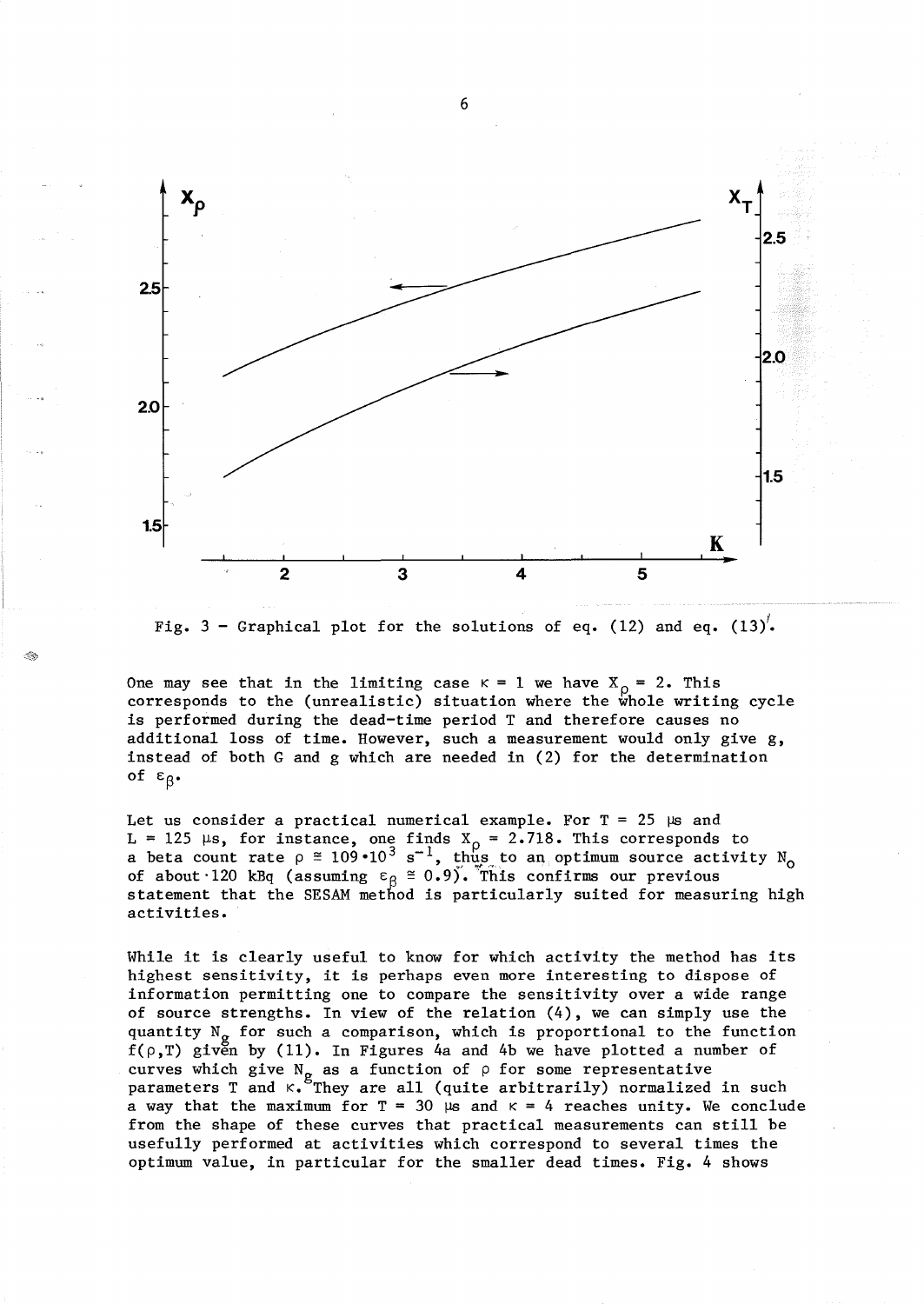Fig. 3 – Graphical plot for the solutions of eq. (12) and eq. (13)'.

One may see that in the limiting case $\kappa = 1$ we have $X_\rho = 2$. This corresponds to the (unrealistic) situation where the whole writing cycle is performed during the dead-time period T and therefore causes no additional loss of time. However, such a measurement would only give g, instead of both G and g which are needed in (2) for the determination of $\varepsilon_\beta$.

Let us consider a practical numerical example. For T = 25 µs and L = 125 µs, for instance, one finds $X_\rho = 2.718$. This corresponds to a beta count rate $\rho \cong 109 \cdot 10^3 \ s^{-1}$, thus to an optimum source activity $N_o$ of about 120 kBq (assuming $\varepsilon_\beta \cong 0.9$). This confirms our previous statement that the SESAM method is particularly suited for measuring high activities.

While it is clearly useful to know for which activity the method has its highest sensitivity, it is perhaps even more interesting to dispose of information permitting one to compare the sensitivity over a wide range of source strengths. In view of the relation (4), we can simply use the quantity $N_g$ for such a comparison, which is proportional to the function $f(\rho,T)$ given by (11). In Figures 4a and 4b we have plotted a number of curves which give $N_g$ as a function of $\rho$ for some representative parameters T and $\kappa$. They are all (quite arbitrarily) normalized in such a way that the maximum for T = 30 µs and $\kappa = 4$ reaches unity. We conclude from the shape of these curves that practical measurements can still be usefully performed at activities which correspond to several times the optimum value, in particular for the smaller dead times. Fig. 4 shows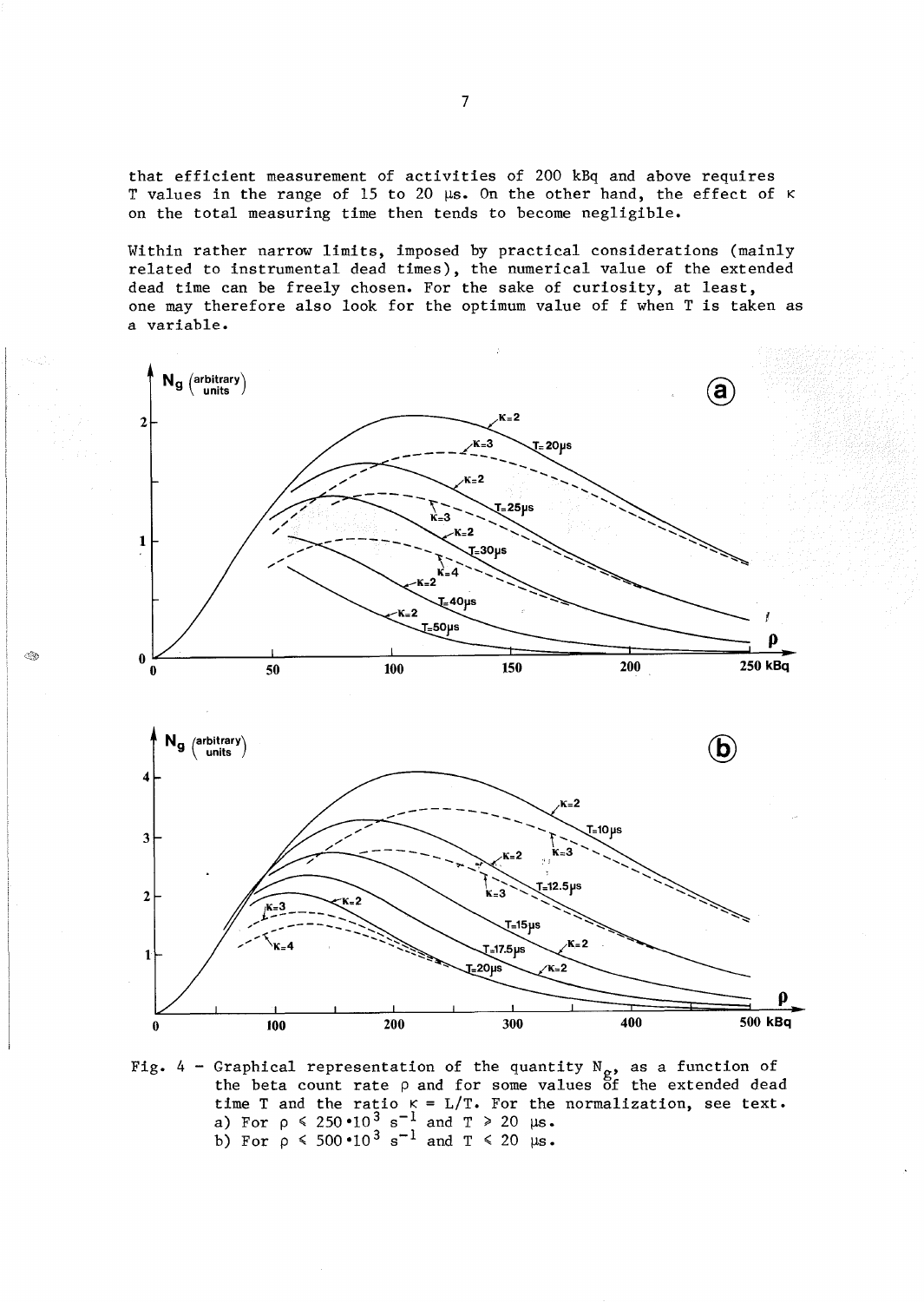that efficient measurement of activities of 200 kBq and above requires T values in the range of 15 to 20 μs. On the other hand, the effect of κ on the total measuring time then tends to become negligible.

Within rather narrow limits, imposed by practical considerations (mainly related to instrumental dead times), the numerical value of the extended dead time can be freely chosen. For the sake of curiosity, at least, one may therefore also look for the optimum value of f when T is taken as a variable.

Fig. 4 – Graphical representation of the quantity $N_g$, as a function of the beta count rate ρ and for some values of the extended dead time T and the ratio $\kappa = L/T$. For the normalization, see text.
a) For $\rho \leqslant 250 \cdot 10^3\ s^{-1}$ and $T \geqslant 20$ μs.
b) For $\rho \leqslant 500 \cdot 10^3\ s^{-1}$ and $T \leqslant 20$ μs.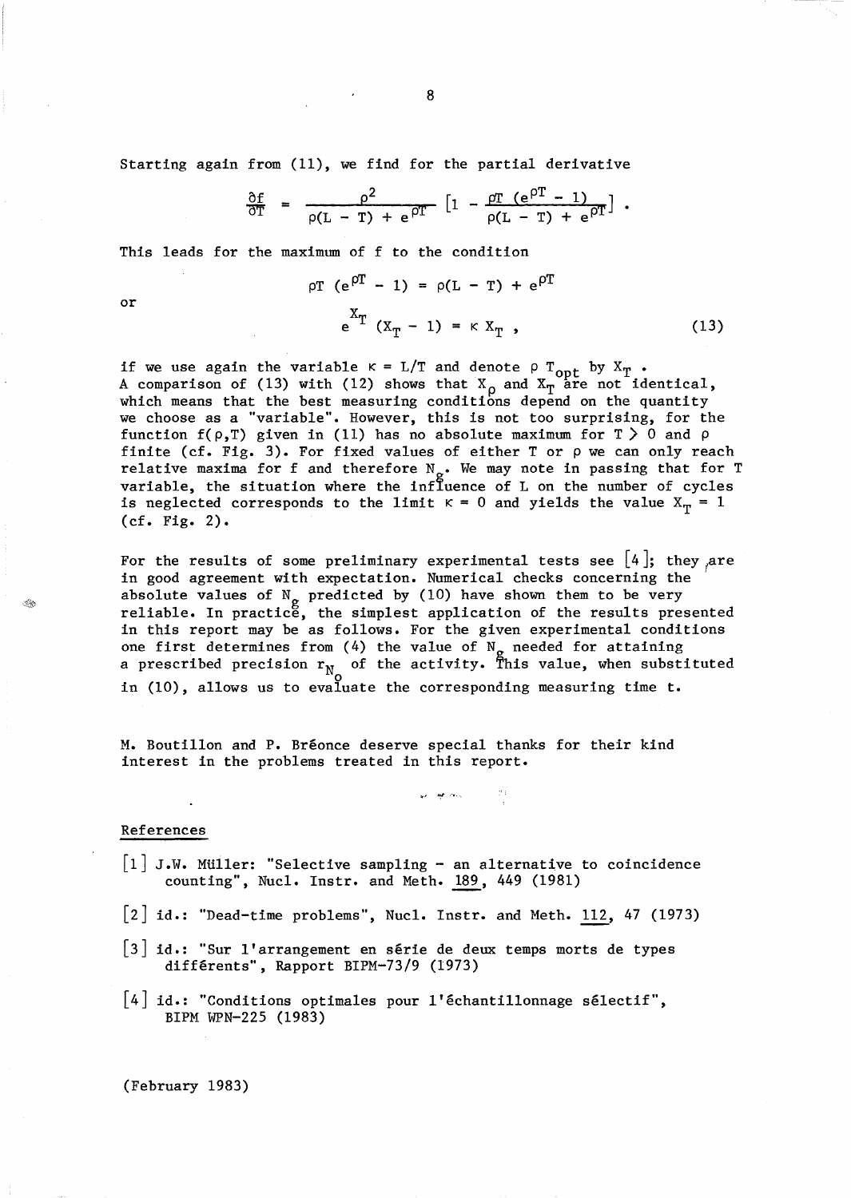Starting again from (11), we find for the partial derivative

$$\frac{\partial f}{\partial T} = \frac{\rho^2}{\rho(L - T) + e^{\rho T}} \left[1 - \frac{\rho T\ (e^{\rho T} - 1)}{\rho(L - T) + e^{\rho T}}\right] .$$

This leads for the maximum of f to the condition

$$\rho T\ (e^{\rho T} - 1) = \rho(L - T) + e^{\rho T}$$

or

$$e^{X_T}\ (X_T - 1) = \kappa\ X_T\ , \tag{13}$$

if we use again the variable $\kappa = L/T$ and denote $\rho\ T_{opt}$ by $X_T$. A comparison of (13) with (12) shows that $X_\rho$ and $X_T$ are not identical, which means that the best measuring conditions depend on the quantity we choose as a "variable". However, this is not too surprising, for the function $f(\rho,T)$ given in (11) has no absolute maximum for $T > 0$ and $\rho$ finite (cf. Fig. 3). For fixed values of either T or $\rho$ we can only reach relative maxima for f and therefore $N_g$. We may note in passing that for T variable, the situation where the influence of L on the number of cycles is neglected corresponds to the limit $\kappa = 0$ and yields the value $X_T = 1$ (cf. Fig. 2).

For the results of some preliminary experimental tests see [4]; they are in good agreement with expectation. Numerical checks concerning the absolute values of $N_g$ predicted by (10) have shown them to be very reliable. In practice, the simplest application of the results presented in this report may be as follows. For the given experimental conditions one first determines from (4) the value of $N_g$ needed for attaining a prescribed precision $r_{N_0}$ of the activity. This value, when substituted in (10), allows us to evaluate the corresponding measuring time t.

M. Boutillon and P. Bréonce deserve special thanks for their kind interest in the problems treated in this report.

## References

[1] J.W. Müller: "Selective sampling - an alternative to coincidence counting", Nucl. Instr. and Meth. 189, 449 (1981)

[2] id.: "Dead-time problems", Nucl. Instr. and Meth. 112, 47 (1973)

[3] id.: "Sur l'arrangement en série de deux temps morts de types différents", Rapport BIPM-73/9 (1973)

[4] id.: "Conditions optimales pour l'échantillonnage sélectif", BIPM WPN-225 (1983)

(February 1983)